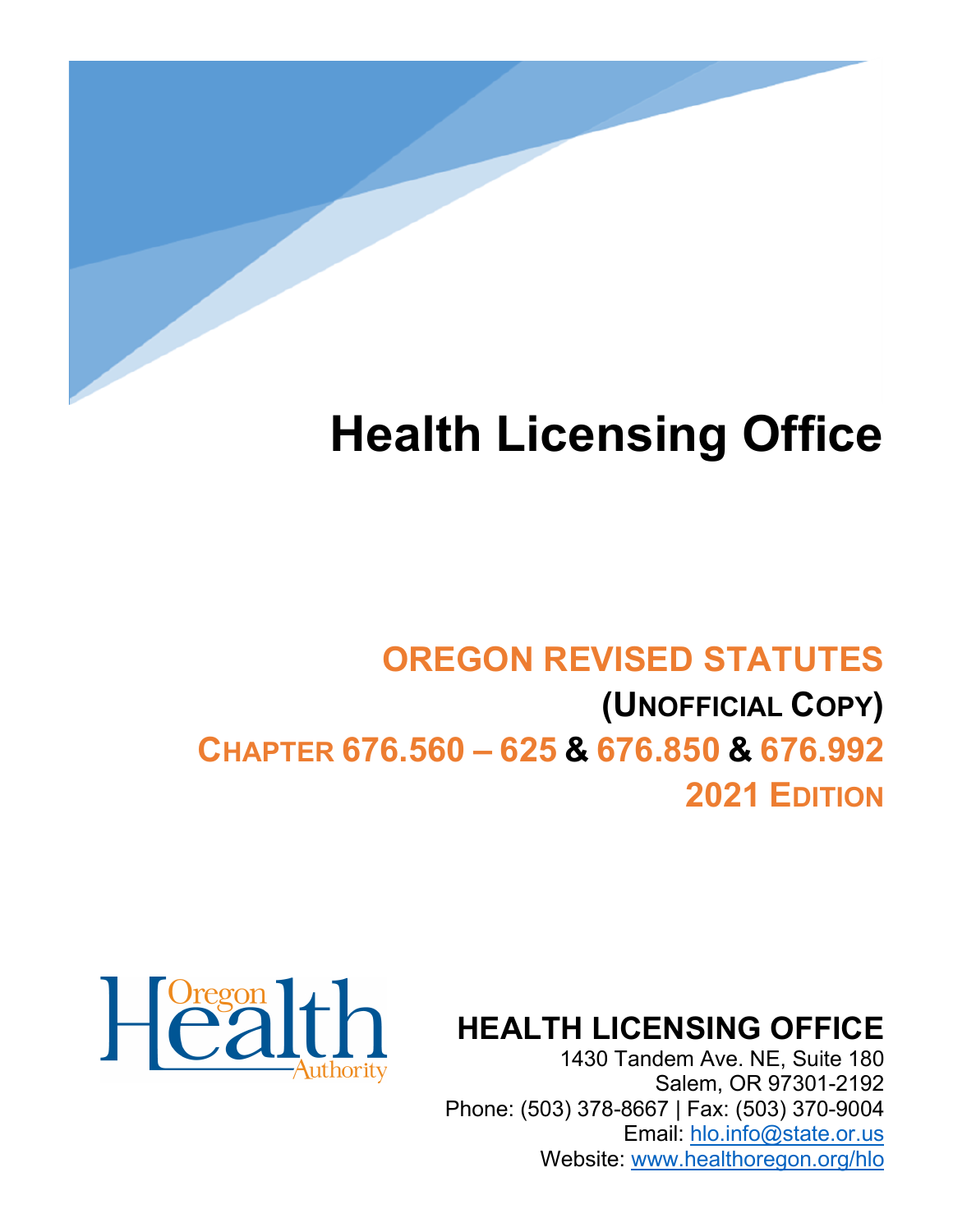# Health Licensing Office

## OREGON REVISED STATUTES

**(UNOFFICIAL COPY)**

**CHAPTER 676.560 – 625 & 676.850 & 676.992**

**2021 EDITION**

Oregon Health Authority

**HEALTH LICENSING OFFICE**

1430 Tandem Ave. NE, Suite 180
Salem, OR 97301-2192
Phone: (503) 378-8667 | Fax: (503) 370-9004
Email: hlo.info@state.or.us
Website: www.healthoregon.org/hlo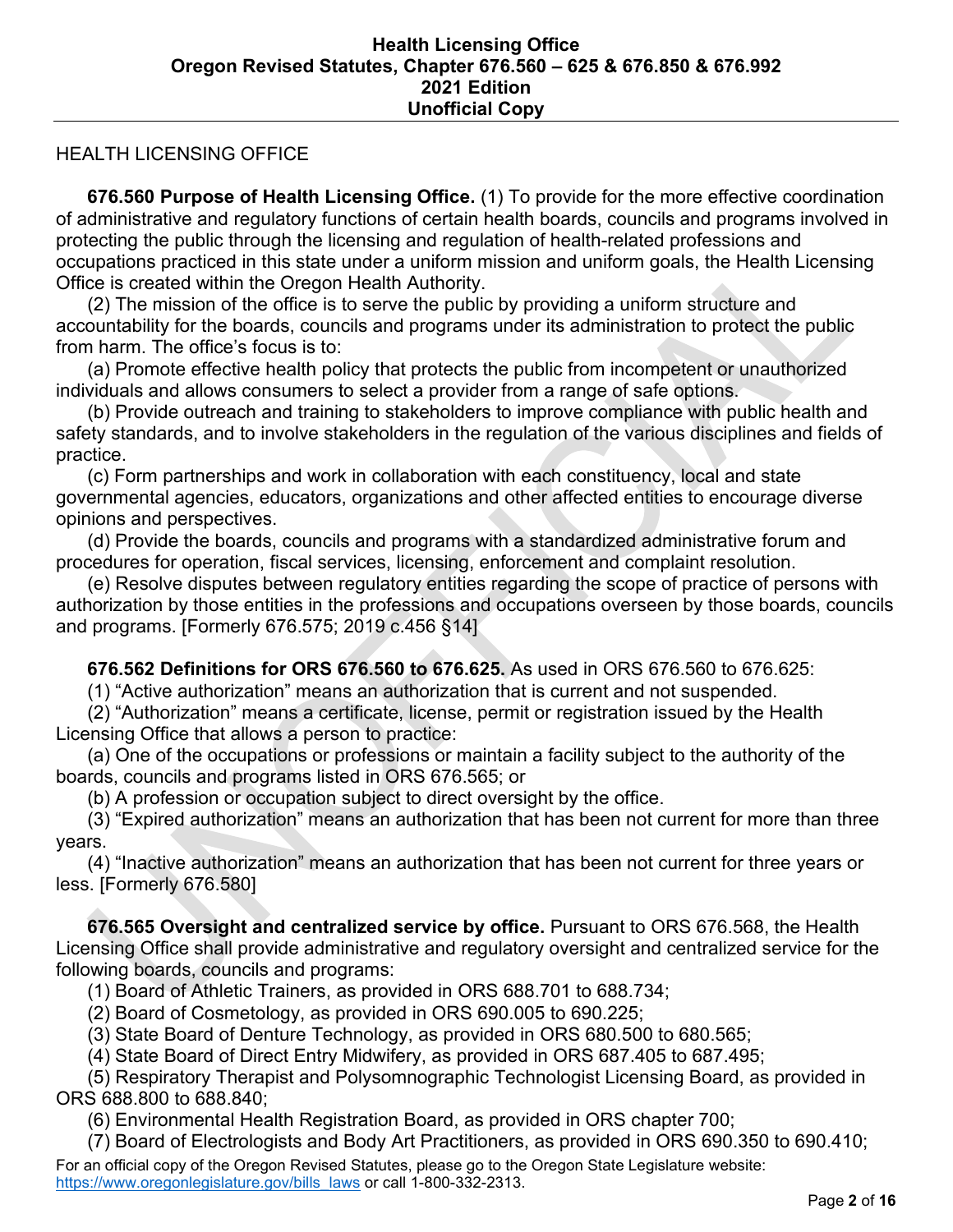HEALTH LICENSING OFFICE

**676.560 Purpose of Health Licensing Office.** (1) To provide for the more effective coordination of administrative and regulatory functions of certain health boards, councils and programs involved in protecting the public through the licensing and regulation of health-related professions and occupations practiced in this state under a uniform mission and uniform goals, the Health Licensing Office is created within the Oregon Health Authority.

(2) The mission of the office is to serve the public by providing a uniform structure and accountability for the boards, councils and programs under its administration to protect the public from harm. The office's focus is to:

(a) Promote effective health policy that protects the public from incompetent or unauthorized individuals and allows consumers to select a provider from a range of safe options.

(b) Provide outreach and training to stakeholders to improve compliance with public health and safety standards, and to involve stakeholders in the regulation of the various disciplines and fields of practice.

(c) Form partnerships and work in collaboration with each constituency, local and state governmental agencies, educators, organizations and other affected entities to encourage diverse opinions and perspectives.

(d) Provide the boards, councils and programs with a standardized administrative forum and procedures for operation, fiscal services, licensing, enforcement and complaint resolution.

(e) Resolve disputes between regulatory entities regarding the scope of practice of persons with authorization by those entities in the professions and occupations overseen by those boards, councils and programs. [Formerly 676.575; 2019 c.456 §14]

**676.562 Definitions for ORS 676.560 to 676.625.** As used in ORS 676.560 to 676.625:

(1) "Active authorization" means an authorization that is current and not suspended.

(2) "Authorization" means a certificate, license, permit or registration issued by the Health Licensing Office that allows a person to practice:

(a) One of the occupations or professions or maintain a facility subject to the authority of the boards, councils and programs listed in ORS 676.565; or

(b) A profession or occupation subject to direct oversight by the office.

(3) "Expired authorization" means an authorization that has been not current for more than three years.

(4) "Inactive authorization" means an authorization that has been not current for three years or less. [Formerly 676.580]

**676.565 Oversight and centralized service by office.** Pursuant to ORS 676.568, the Health Licensing Office shall provide administrative and regulatory oversight and centralized service for the following boards, councils and programs:

(1) Board of Athletic Trainers, as provided in ORS 688.701 to 688.734;

(2) Board of Cosmetology, as provided in ORS 690.005 to 690.225;

(3) State Board of Denture Technology, as provided in ORS 680.500 to 680.565;

(4) State Board of Direct Entry Midwifery, as provided in ORS 687.405 to 687.495;

(5) Respiratory Therapist and Polysomnographic Technologist Licensing Board, as provided in ORS 688.800 to 688.840;

(6) Environmental Health Registration Board, as provided in ORS chapter 700;

(7) Board of Electrologists and Body Art Practitioners, as provided in ORS 690.350 to 690.410;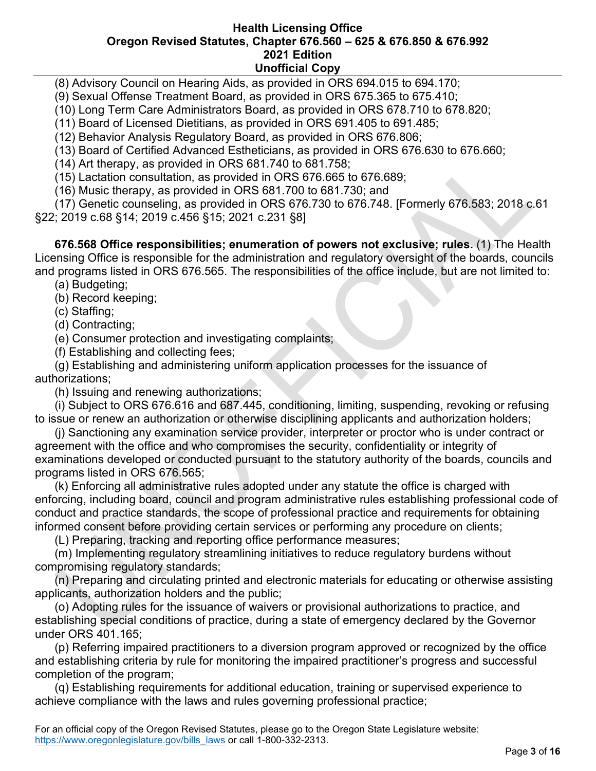(8) Advisory Council on Hearing Aids, as provided in ORS 694.015 to 694.170;

(9) Sexual Offense Treatment Board, as provided in ORS 675.365 to 675.410;

(10) Long Term Care Administrators Board, as provided in ORS 678.710 to 678.820;

(11) Board of Licensed Dietitians, as provided in ORS 691.405 to 691.485;

(12) Behavior Analysis Regulatory Board, as provided in ORS 676.806;

(13) Board of Certified Advanced Estheticians, as provided in ORS 676.630 to 676.660;

(14) Art therapy, as provided in ORS 681.740 to 681.758;

(15) Lactation consultation, as provided in ORS 676.665 to 676.689;

(16) Music therapy, as provided in ORS 681.700 to 681.730; and

(17) Genetic counseling, as provided in ORS 676.730 to 676.748. [Formerly 676.583; 2018 c.61 §22; 2019 c.68 §14; 2019 c.456 §15; 2021 c.231 §8]

**676.568 Office responsibilities; enumeration of powers not exclusive; rules.** (1) The Health Licensing Office is responsible for the administration and regulatory oversight of the boards, councils and programs listed in ORS 676.565. The responsibilities of the office include, but are not limited to:

(a) Budgeting;

(b) Record keeping;

(c) Staffing;

(d) Contracting;

(e) Consumer protection and investigating complaints;

(f) Establishing and collecting fees;

(g) Establishing and administering uniform application processes for the issuance of authorizations;

(h) Issuing and renewing authorizations;

(i) Subject to ORS 676.616 and 687.445, conditioning, limiting, suspending, revoking or refusing to issue or renew an authorization or otherwise disciplining applicants and authorization holders;

(j) Sanctioning any examination service provider, interpreter or proctor who is under contract or agreement with the office and who compromises the security, confidentiality or integrity of examinations developed or conducted pursuant to the statutory authority of the boards, councils and programs listed in ORS 676.565;

(k) Enforcing all administrative rules adopted under any statute the office is charged with enforcing, including board, council and program administrative rules establishing professional code of conduct and practice standards, the scope of professional practice and requirements for obtaining informed consent before providing certain services or performing any procedure on clients;

(L) Preparing, tracking and reporting office performance measures;

(m) Implementing regulatory streamlining initiatives to reduce regulatory burdens without compromising regulatory standards;

(n) Preparing and circulating printed and electronic materials for educating or otherwise assisting applicants, authorization holders and the public;

(o) Adopting rules for the issuance of waivers or provisional authorizations to practice, and establishing special conditions of practice, during a state of emergency declared by the Governor under ORS 401.165;

(p) Referring impaired practitioners to a diversion program approved or recognized by the office and establishing criteria by rule for monitoring the impaired practitioner's progress and successful completion of the program;

(q) Establishing requirements for additional education, training or supervised experience to achieve compliance with the laws and rules governing professional practice;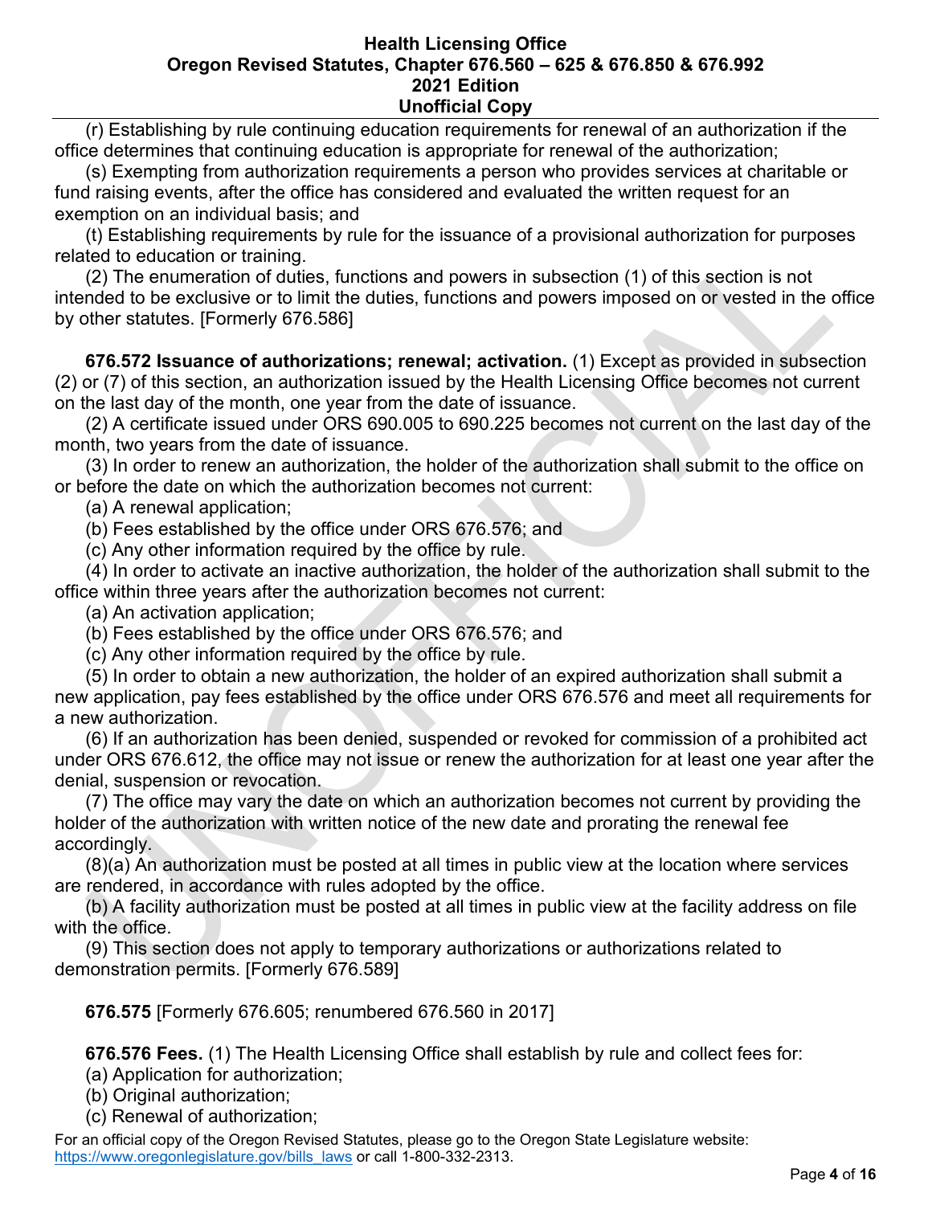(r) Establishing by rule continuing education requirements for renewal of an authorization if the office determines that continuing education is appropriate for renewal of the authorization;

(s) Exempting from authorization requirements a person who provides services at charitable or fund raising events, after the office has considered and evaluated the written request for an exemption on an individual basis; and

(t) Establishing requirements by rule for the issuance of a provisional authorization for purposes related to education or training.

(2) The enumeration of duties, functions and powers in subsection (1) of this section is not intended to be exclusive or to limit the duties, functions and powers imposed on or vested in the office by other statutes. [Formerly 676.586]

**676.572 Issuance of authorizations; renewal; activation.** (1) Except as provided in subsection (2) or (7) of this section, an authorization issued by the Health Licensing Office becomes not current on the last day of the month, one year from the date of issuance.

(2) A certificate issued under ORS 690.005 to 690.225 becomes not current on the last day of the month, two years from the date of issuance.

(3) In order to renew an authorization, the holder of the authorization shall submit to the office on or before the date on which the authorization becomes not current:

(a) A renewal application;

(b) Fees established by the office under ORS 676.576; and

(c) Any other information required by the office by rule.

(4) In order to activate an inactive authorization, the holder of the authorization shall submit to the office within three years after the authorization becomes not current:

(a) An activation application;

(b) Fees established by the office under ORS 676.576; and

(c) Any other information required by the office by rule.

(5) In order to obtain a new authorization, the holder of an expired authorization shall submit a new application, pay fees established by the office under ORS 676.576 and meet all requirements for a new authorization.

(6) If an authorization has been denied, suspended or revoked for commission of a prohibited act under ORS 676.612, the office may not issue or renew the authorization for at least one year after the denial, suspension or revocation.

(7) The office may vary the date on which an authorization becomes not current by providing the holder of the authorization with written notice of the new date and prorating the renewal fee accordingly.

(8)(a) An authorization must be posted at all times in public view at the location where services are rendered, in accordance with rules adopted by the office.

(b) A facility authorization must be posted at all times in public view at the facility address on file with the office.

(9) This section does not apply to temporary authorizations or authorizations related to demonstration permits. [Formerly 676.589]

**676.575** [Formerly 676.605; renumbered 676.560 in 2017]

**676.576 Fees.** (1) The Health Licensing Office shall establish by rule and collect fees for:

(a) Application for authorization;

(b) Original authorization;

(c) Renewal of authorization;

For an official copy of the Oregon Revised Statutes, please go to the Oregon State Legislature website: https://www.oregonlegislature.gov/bills_laws or call 1-800-332-2313.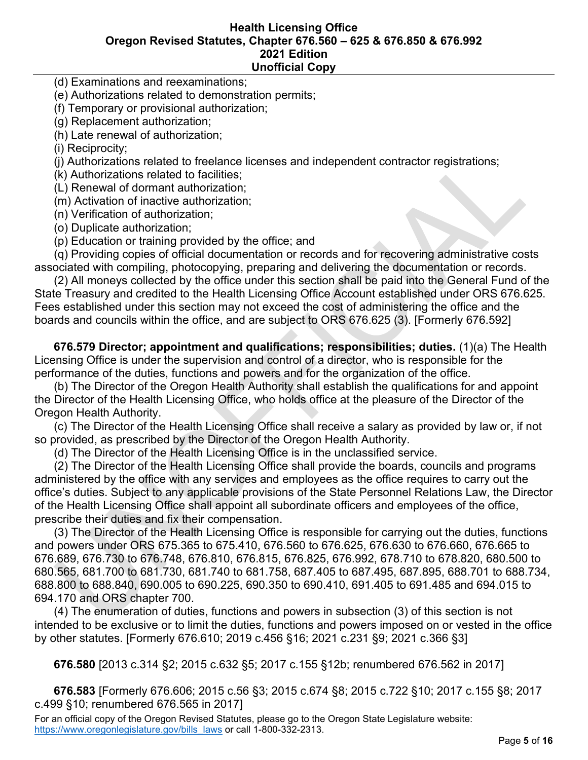(d) Examinations and reexaminations;

(e) Authorizations related to demonstration permits;

(f) Temporary or provisional authorization;

(g) Replacement authorization;

(h) Late renewal of authorization;

(i) Reciprocity;

(j) Authorizations related to freelance licenses and independent contractor registrations;

(k) Authorizations related to facilities;

(L) Renewal of dormant authorization;

(m) Activation of inactive authorization;

(n) Verification of authorization;

(o) Duplicate authorization;

(p) Education or training provided by the office; and

(q) Providing copies of official documentation or records and for recovering administrative costs associated with compiling, photocopying, preparing and delivering the documentation or records.

(2) All moneys collected by the office under this section shall be paid into the General Fund of the State Treasury and credited to the Health Licensing Office Account established under ORS 676.625. Fees established under this section may not exceed the cost of administering the office and the boards and councils within the office, and are subject to ORS 676.625 (3). [Formerly 676.592]

**676.579 Director; appointment and qualifications; responsibilities; duties.** (1)(a) The Health Licensing Office is under the supervision and control of a director, who is responsible for the performance of the duties, functions and powers and for the organization of the office.

(b) The Director of the Oregon Health Authority shall establish the qualifications for and appoint the Director of the Health Licensing Office, who holds office at the pleasure of the Director of the Oregon Health Authority.

(c) The Director of the Health Licensing Office shall receive a salary as provided by law or, if not so provided, as prescribed by the Director of the Oregon Health Authority.

(d) The Director of the Health Licensing Office is in the unclassified service.

(2) The Director of the Health Licensing Office shall provide the boards, councils and programs administered by the office with any services and employees as the office requires to carry out the office's duties. Subject to any applicable provisions of the State Personnel Relations Law, the Director of the Health Licensing Office shall appoint all subordinate officers and employees of the office, prescribe their duties and fix their compensation.

(3) The Director of the Health Licensing Office is responsible for carrying out the duties, functions and powers under ORS 675.365 to 675.410, 676.560 to 676.625, 676.630 to 676.660, 676.665 to 676.689, 676.730 to 676.748, 676.810, 676.815, 676.825, 676.992, 678.710 to 678.820, 680.500 to 680.565, 681.700 to 681.730, 681.740 to 681.758, 687.405 to 687.495, 687.895, 688.701 to 688.734, 688.800 to 688.840, 690.005 to 690.225, 690.350 to 690.410, 691.405 to 691.485 and 694.015 to 694.170 and ORS chapter 700.

(4) The enumeration of duties, functions and powers in subsection (3) of this section is not intended to be exclusive or to limit the duties, functions and powers imposed on or vested in the office by other statutes. [Formerly 676.610; 2019 c.456 §16; 2021 c.231 §9; 2021 c.366 §3]

**676.580** [2013 c.314 §2; 2015 c.632 §5; 2017 c.155 §12b; renumbered 676.562 in 2017]

**676.583** [Formerly 676.606; 2015 c.56 §3; 2015 c.674 §8; 2015 c.722 §10; 2017 c.155 §8; 2017 c.499 §10; renumbered 676.565 in 2017]

For an official copy of the Oregon Revised Statutes, please go to the Oregon State Legislature website: https://www.oregonlegislature.gov/bills_laws or call 1-800-332-2313.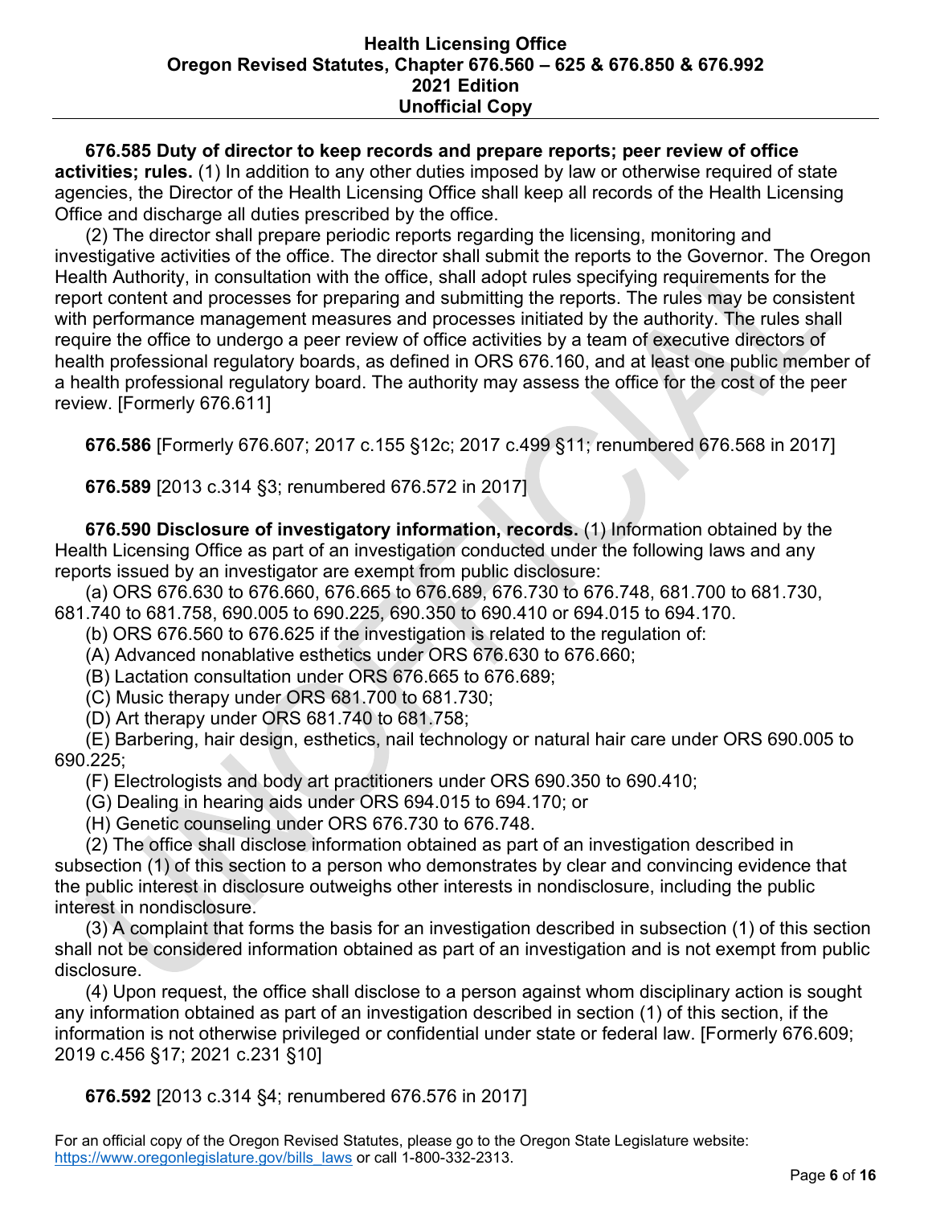**676.585 Duty of director to keep records and prepare reports; peer review of office activities; rules.** (1) In addition to any other duties imposed by law or otherwise required of state agencies, the Director of the Health Licensing Office shall keep all records of the Health Licensing Office and discharge all duties prescribed by the office.

(2) The director shall prepare periodic reports regarding the licensing, monitoring and investigative activities of the office. The director shall submit the reports to the Governor. The Oregon Health Authority, in consultation with the office, shall adopt rules specifying requirements for the report content and processes for preparing and submitting the reports. The rules may be consistent with performance management measures and processes initiated by the authority. The rules shall require the office to undergo a peer review of office activities by a team of executive directors of health professional regulatory boards, as defined in ORS 676.160, and at least one public member of a health professional regulatory board. The authority may assess the office for the cost of the peer review. [Formerly 676.611]

**676.586** [Formerly 676.607; 2017 c.155 §12c; 2017 c.499 §11; renumbered 676.568 in 2017]

**676.589** [2013 c.314 §3; renumbered 676.572 in 2017]

**676.590 Disclosure of investigatory information, records.** (1) Information obtained by the Health Licensing Office as part of an investigation conducted under the following laws and any reports issued by an investigator are exempt from public disclosure:

(a) ORS 676.630 to 676.660, 676.665 to 676.689, 676.730 to 676.748, 681.700 to 681.730, 681.740 to 681.758, 690.005 to 690.225, 690.350 to 690.410 or 694.015 to 694.170.

(b) ORS 676.560 to 676.625 if the investigation is related to the regulation of:

(A) Advanced nonablative esthetics under ORS 676.630 to 676.660;

(B) Lactation consultation under ORS 676.665 to 676.689;

(C) Music therapy under ORS 681.700 to 681.730;

(D) Art therapy under ORS 681.740 to 681.758;

(E) Barbering, hair design, esthetics, nail technology or natural hair care under ORS 690.005 to 690.225;

(F) Electrologists and body art practitioners under ORS 690.350 to 690.410;

(G) Dealing in hearing aids under ORS 694.015 to 694.170; or

(H) Genetic counseling under ORS 676.730 to 676.748.

(2) The office shall disclose information obtained as part of an investigation described in subsection (1) of this section to a person who demonstrates by clear and convincing evidence that the public interest in disclosure outweighs other interests in nondisclosure, including the public interest in nondisclosure.

(3) A complaint that forms the basis for an investigation described in subsection (1) of this section shall not be considered information obtained as part of an investigation and is not exempt from public disclosure.

(4) Upon request, the office shall disclose to a person against whom disciplinary action is sought any information obtained as part of an investigation described in section (1) of this section, if the information is not otherwise privileged or confidential under state or federal law. [Formerly 676.609; 2019 c.456 §17; 2021 c.231 §10]

**676.592** [2013 c.314 §4; renumbered 676.576 in 2017]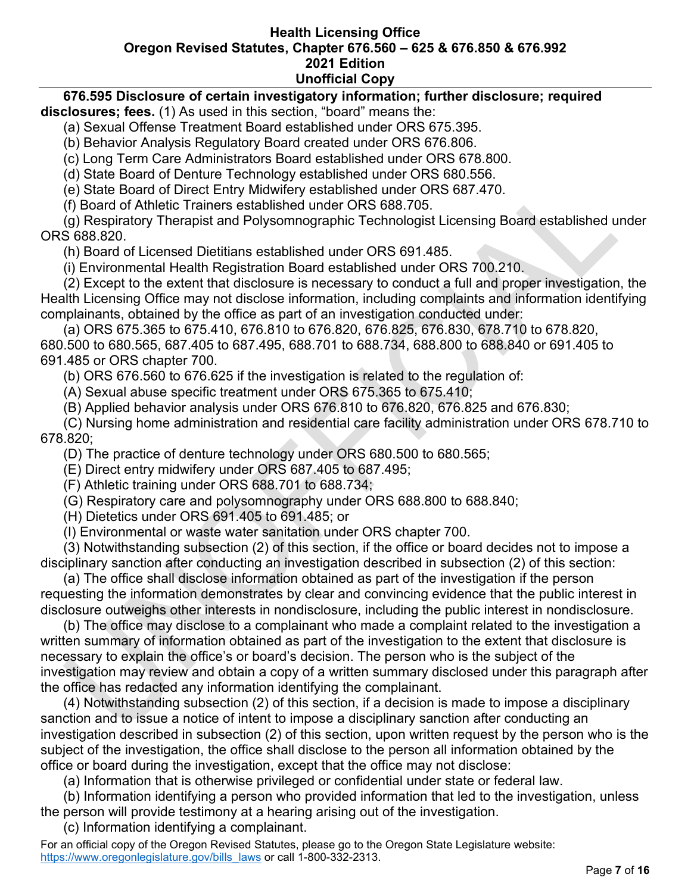**676.595 Disclosure of certain investigatory information; further disclosure; required disclosures; fees.** (1) As used in this section, "board" means the:

(a) Sexual Offense Treatment Board established under ORS 675.395.

(b) Behavior Analysis Regulatory Board created under ORS 676.806.

(c) Long Term Care Administrators Board established under ORS 678.800.

(d) State Board of Denture Technology established under ORS 680.556.

(e) State Board of Direct Entry Midwifery established under ORS 687.470.

(f) Board of Athletic Trainers established under ORS 688.705.

(g) Respiratory Therapist and Polysomnographic Technologist Licensing Board established under ORS 688.820.

(h) Board of Licensed Dietitians established under ORS 691.485.

(i) Environmental Health Registration Board established under ORS 700.210.

(2) Except to the extent that disclosure is necessary to conduct a full and proper investigation, the Health Licensing Office may not disclose information, including complaints and information identifying complainants, obtained by the office as part of an investigation conducted under:

(a) ORS 675.365 to 675.410, 676.810 to 676.820, 676.825, 676.830, 678.710 to 678.820, 680.500 to 680.565, 687.405 to 687.495, 688.701 to 688.734, 688.800 to 688.840 or 691.405 to 691.485 or ORS chapter 700.

(b) ORS 676.560 to 676.625 if the investigation is related to the regulation of:

(A) Sexual abuse specific treatment under ORS 675.365 to 675.410;

(B) Applied behavior analysis under ORS 676.810 to 676.820, 676.825 and 676.830;

(C) Nursing home administration and residential care facility administration under ORS 678.710 to 678.820;

(D) The practice of denture technology under ORS 680.500 to 680.565;

(E) Direct entry midwifery under ORS 687.405 to 687.495;

(F) Athletic training under ORS 688.701 to 688.734;

(G) Respiratory care and polysomnography under ORS 688.800 to 688.840;

(H) Dietetics under ORS 691.405 to 691.485; or

(I) Environmental or waste water sanitation under ORS chapter 700.

(3) Notwithstanding subsection (2) of this section, if the office or board decides not to impose a disciplinary sanction after conducting an investigation described in subsection (2) of this section:

(a) The office shall disclose information obtained as part of the investigation if the person requesting the information demonstrates by clear and convincing evidence that the public interest in disclosure outweighs other interests in nondisclosure, including the public interest in nondisclosure.

(b) The office may disclose to a complainant who made a complaint related to the investigation a written summary of information obtained as part of the investigation to the extent that disclosure is necessary to explain the office's or board's decision. The person who is the subject of the investigation may review and obtain a copy of a written summary disclosed under this paragraph after the office has redacted any information identifying the complainant.

(4) Notwithstanding subsection (2) of this section, if a decision is made to impose a disciplinary sanction and to issue a notice of intent to impose a disciplinary sanction after conducting an investigation described in subsection (2) of this section, upon written request by the person who is the subject of the investigation, the office shall disclose to the person all information obtained by the office or board during the investigation, except that the office may not disclose:

(a) Information that is otherwise privileged or confidential under state or federal law.

(b) Information identifying a person who provided information that led to the investigation, unless the person will provide testimony at a hearing arising out of the investigation.

(c) Information identifying a complainant.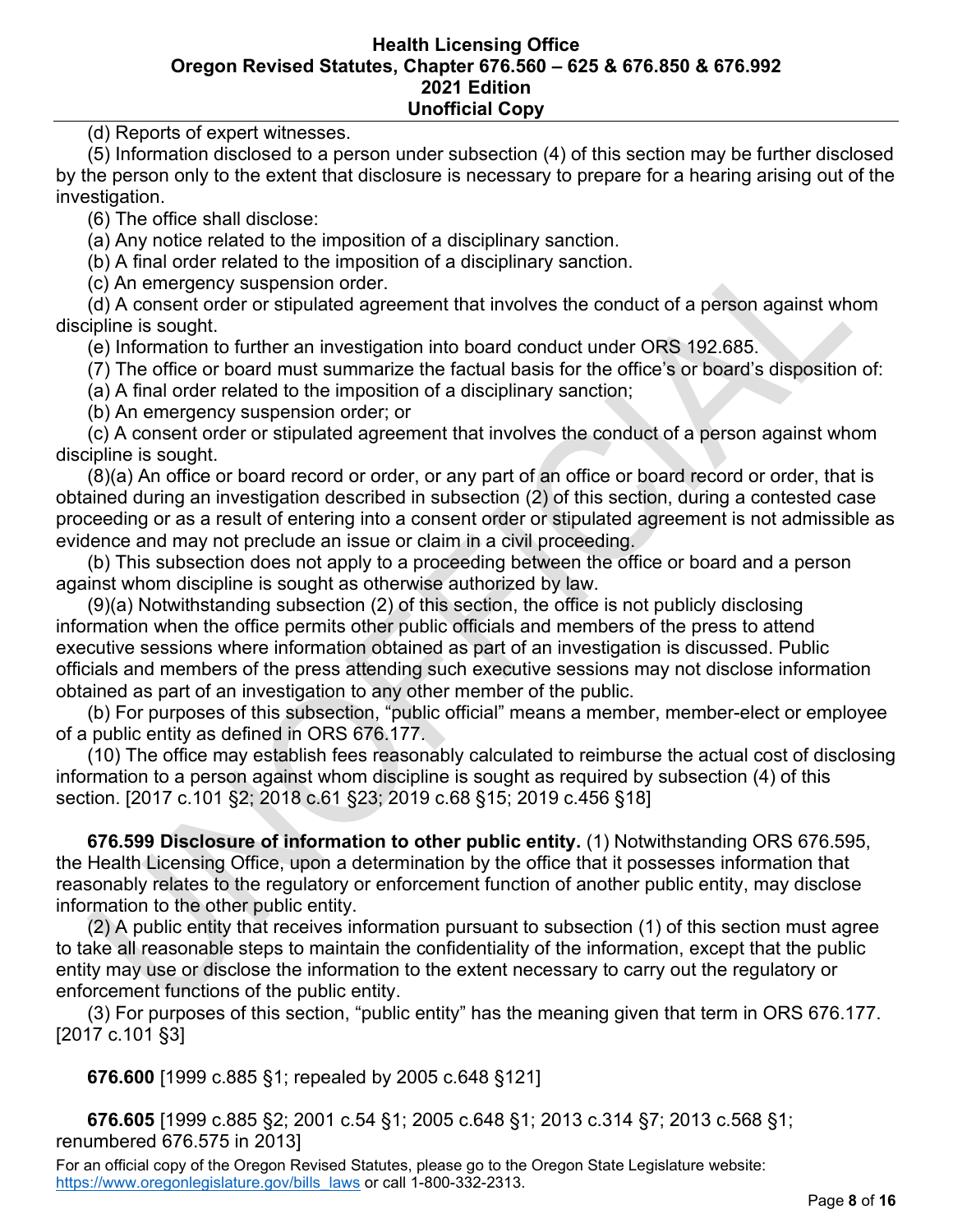(d) Reports of expert witnesses.

(5) Information disclosed to a person under subsection (4) of this section may be further disclosed by the person only to the extent that disclosure is necessary to prepare for a hearing arising out of the investigation.

(6) The office shall disclose:

(a) Any notice related to the imposition of a disciplinary sanction.

(b) A final order related to the imposition of a disciplinary sanction.

(c) An emergency suspension order.

(d) A consent order or stipulated agreement that involves the conduct of a person against whom discipline is sought.

(e) Information to further an investigation into board conduct under ORS 192.685.

(7) The office or board must summarize the factual basis for the office's or board's disposition of:

(a) A final order related to the imposition of a disciplinary sanction;

(b) An emergency suspension order; or

(c) A consent order or stipulated agreement that involves the conduct of a person against whom discipline is sought.

(8)(a) An office or board record or order, or any part of an office or board record or order, that is obtained during an investigation described in subsection (2) of this section, during a contested case proceeding or as a result of entering into a consent order or stipulated agreement is not admissible as evidence and may not preclude an issue or claim in a civil proceeding.

(b) This subsection does not apply to a proceeding between the office or board and a person against whom discipline is sought as otherwise authorized by law.

(9)(a) Notwithstanding subsection (2) of this section, the office is not publicly disclosing information when the office permits other public officials and members of the press to attend executive sessions where information obtained as part of an investigation is discussed. Public officials and members of the press attending such executive sessions may not disclose information obtained as part of an investigation to any other member of the public.

(b) For purposes of this subsection, "public official" means a member, member-elect or employee of a public entity as defined in ORS 676.177.

(10) The office may establish fees reasonably calculated to reimburse the actual cost of disclosing information to a person against whom discipline is sought as required by subsection (4) of this section. [2017 c.101 §2; 2018 c.61 §23; 2019 c.68 §15; 2019 c.456 §18]

**676.599 Disclosure of information to other public entity.** (1) Notwithstanding ORS 676.595, the Health Licensing Office, upon a determination by the office that it possesses information that reasonably relates to the regulatory or enforcement function of another public entity, may disclose information to the other public entity.

(2) A public entity that receives information pursuant to subsection (1) of this section must agree to take all reasonable steps to maintain the confidentiality of the information, except that the public entity may use or disclose the information to the extent necessary to carry out the regulatory or enforcement functions of the public entity.

(3) For purposes of this section, "public entity" has the meaning given that term in ORS 676.177. [2017 c.101 §3]

**676.600** [1999 c.885 §1; repealed by 2005 c.648 §121]

**676.605** [1999 c.885 §2; 2001 c.54 §1; 2005 c.648 §1; 2013 c.314 §7; 2013 c.568 §1; renumbered 676.575 in 2013]

For an official copy of the Oregon Revised Statutes, please go to the Oregon State Legislature website: https://www.oregonlegislature.gov/bills_laws or call 1-800-332-2313.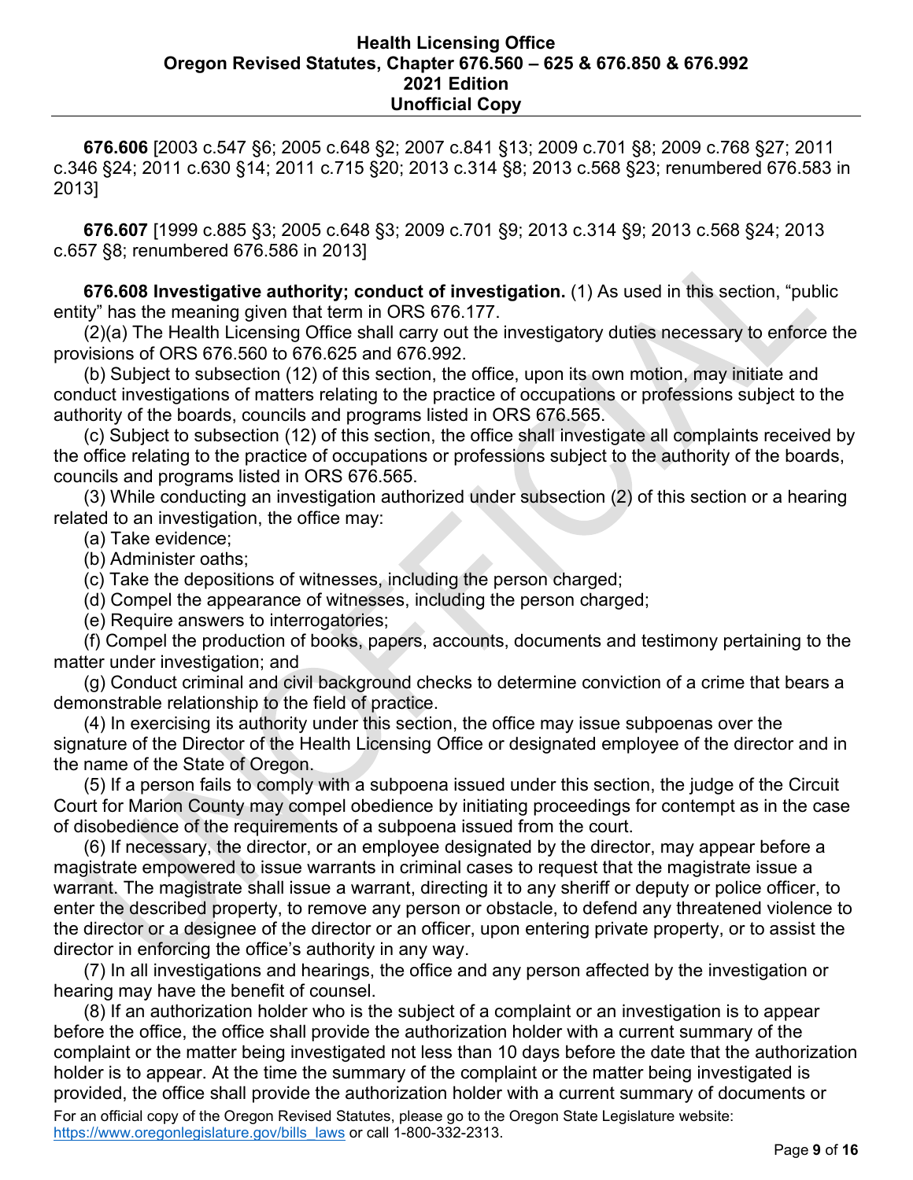**676.606** [2003 c.547 §6; 2005 c.648 §2; 2007 c.841 §13; 2009 c.701 §8; 2009 c.768 §27; 2011 c.346 §24; 2011 c.630 §14; 2011 c.715 §20; 2013 c.314 §8; 2013 c.568 §23; renumbered 676.583 in 2013]

**676.607** [1999 c.885 §3; 2005 c.648 §3; 2009 c.701 §9; 2013 c.314 §9; 2013 c.568 §24; 2013 c.657 §8; renumbered 676.586 in 2013]

**676.608 Investigative authority; conduct of investigation.** (1) As used in this section, "public entity" has the meaning given that term in ORS 676.177.

(2)(a) The Health Licensing Office shall carry out the investigatory duties necessary to enforce the provisions of ORS 676.560 to 676.625 and 676.992.

(b) Subject to subsection (12) of this section, the office, upon its own motion, may initiate and conduct investigations of matters relating to the practice of occupations or professions subject to the authority of the boards, councils and programs listed in ORS 676.565.

(c) Subject to subsection (12) of this section, the office shall investigate all complaints received by the office relating to the practice of occupations or professions subject to the authority of the boards, councils and programs listed in ORS 676.565.

(3) While conducting an investigation authorized under subsection (2) of this section or a hearing related to an investigation, the office may:

(a) Take evidence;

(b) Administer oaths;

(c) Take the depositions of witnesses, including the person charged;

(d) Compel the appearance of witnesses, including the person charged;

(e) Require answers to interrogatories;

(f) Compel the production of books, papers, accounts, documents and testimony pertaining to the matter under investigation; and

(g) Conduct criminal and civil background checks to determine conviction of a crime that bears a demonstrable relationship to the field of practice.

(4) In exercising its authority under this section, the office may issue subpoenas over the signature of the Director of the Health Licensing Office or designated employee of the director and in the name of the State of Oregon.

(5) If a person fails to comply with a subpoena issued under this section, the judge of the Circuit Court for Marion County may compel obedience by initiating proceedings for contempt as in the case of disobedience of the requirements of a subpoena issued from the court.

(6) If necessary, the director, or an employee designated by the director, may appear before a magistrate empowered to issue warrants in criminal cases to request that the magistrate issue a warrant. The magistrate shall issue a warrant, directing it to any sheriff or deputy or police officer, to enter the described property, to remove any person or obstacle, to defend any threatened violence to the director or a designee of the director or an officer, upon entering private property, or to assist the director in enforcing the office's authority in any way.

(7) In all investigations and hearings, the office and any person affected by the investigation or hearing may have the benefit of counsel.

(8) If an authorization holder who is the subject of a complaint or an investigation is to appear before the office, the office shall provide the authorization holder with a current summary of the complaint or the matter being investigated not less than 10 days before the date that the authorization holder is to appear. At the time the summary of the complaint or the matter being investigated is provided, the office shall provide the authorization holder with a current summary of documents or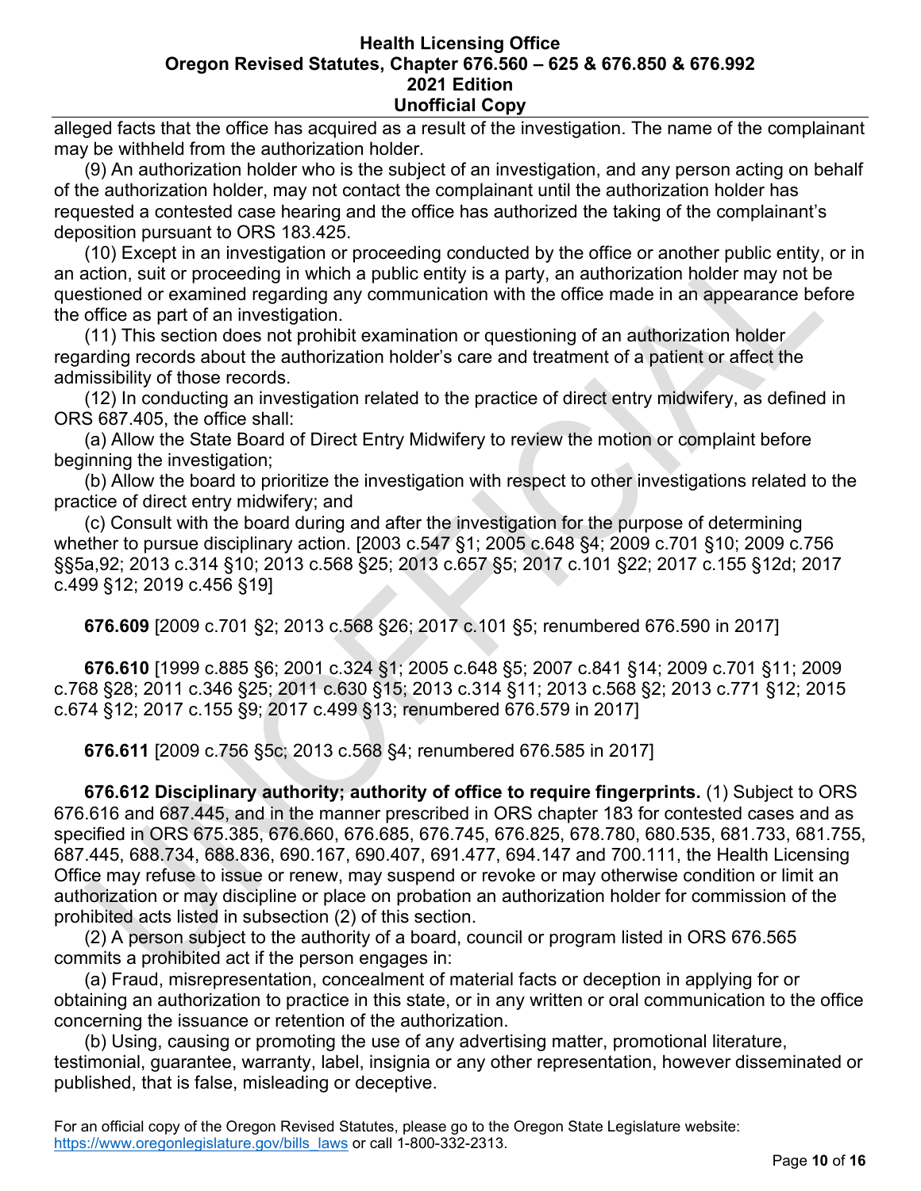alleged facts that the office has acquired as a result of the investigation. The name of the complainant may be withheld from the authorization holder.

(9) An authorization holder who is the subject of an investigation, and any person acting on behalf of the authorization holder, may not contact the complainant until the authorization holder has requested a contested case hearing and the office has authorized the taking of the complainant's deposition pursuant to ORS 183.425.

(10) Except in an investigation or proceeding conducted by the office or another public entity, or in an action, suit or proceeding in which a public entity is a party, an authorization holder may not be questioned or examined regarding any communication with the office made in an appearance before the office as part of an investigation.

(11) This section does not prohibit examination or questioning of an authorization holder regarding records about the authorization holder's care and treatment of a patient or affect the admissibility of those records.

(12) In conducting an investigation related to the practice of direct entry midwifery, as defined in ORS 687.405, the office shall:

(a) Allow the State Board of Direct Entry Midwifery to review the motion or complaint before beginning the investigation;

(b) Allow the board to prioritize the investigation with respect to other investigations related to the practice of direct entry midwifery; and

(c) Consult with the board during and after the investigation for the purpose of determining whether to pursue disciplinary action. [2003 c.547 §1; 2005 c.648 §4; 2009 c.701 §10; 2009 c.756 §§5a,92; 2013 c.314 §10; 2013 c.568 §25; 2013 c.657 §5; 2017 c.101 §22; 2017 c.155 §12d; 2017 c.499 §12; 2019 c.456 §19]

**676.609** [2009 c.701 §2; 2013 c.568 §26; 2017 c.101 §5; renumbered 676.590 in 2017]

**676.610** [1999 c.885 §6; 2001 c.324 §1; 2005 c.648 §5; 2007 c.841 §14; 2009 c.701 §11; 2009 c.768 §28; 2011 c.346 §25; 2011 c.630 §15; 2013 c.314 §11; 2013 c.568 §2; 2013 c.771 §12; 2015 c.674 §12; 2017 c.155 §9; 2017 c.499 §13; renumbered 676.579 in 2017]

**676.611** [2009 c.756 §5c; 2013 c.568 §4; renumbered 676.585 in 2017]

**676.612 Disciplinary authority; authority of office to require fingerprints.** (1) Subject to ORS 676.616 and 687.445, and in the manner prescribed in ORS chapter 183 for contested cases and as specified in ORS 675.385, 676.660, 676.685, 676.745, 676.825, 678.780, 680.535, 681.733, 681.755, 687.445, 688.734, 688.836, 690.167, 690.407, 691.477, 694.147 and 700.111, the Health Licensing Office may refuse to issue or renew, may suspend or revoke or may otherwise condition or limit an authorization or may discipline or place on probation an authorization holder for commission of the prohibited acts listed in subsection (2) of this section.

(2) A person subject to the authority of a board, council or program listed in ORS 676.565 commits a prohibited act if the person engages in:

(a) Fraud, misrepresentation, concealment of material facts or deception in applying for or obtaining an authorization to practice in this state, or in any written or oral communication to the office concerning the issuance or retention of the authorization.

(b) Using, causing or promoting the use of any advertising matter, promotional literature, testimonial, guarantee, warranty, label, insignia or any other representation, however disseminated or published, that is false, misleading or deceptive.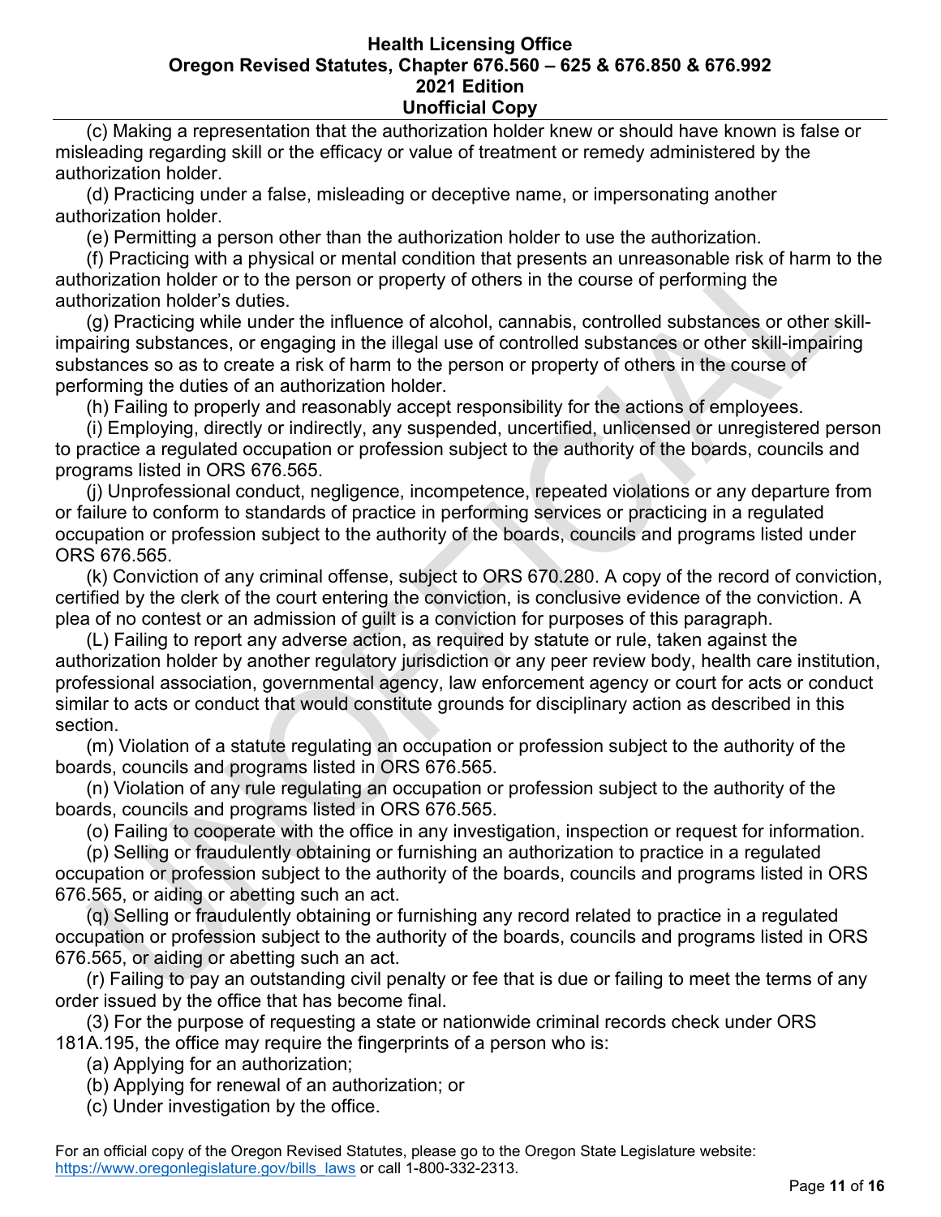(c) Making a representation that the authorization holder knew or should have known is false or misleading regarding skill or the efficacy or value of treatment or remedy administered by the authorization holder.

(d) Practicing under a false, misleading or deceptive name, or impersonating another authorization holder.

(e) Permitting a person other than the authorization holder to use the authorization.

(f) Practicing with a physical or mental condition that presents an unreasonable risk of harm to the authorization holder or to the person or property of others in the course of performing the authorization holder's duties.

(g) Practicing while under the influence of alcohol, cannabis, controlled substances or other skill-impairing substances, or engaging in the illegal use of controlled substances or other skill-impairing substances so as to create a risk of harm to the person or property of others in the course of performing the duties of an authorization holder.

(h) Failing to properly and reasonably accept responsibility for the actions of employees.

(i) Employing, directly or indirectly, any suspended, uncertified, unlicensed or unregistered person to practice a regulated occupation or profession subject to the authority of the boards, councils and programs listed in ORS 676.565.

(j) Unprofessional conduct, negligence, incompetence, repeated violations or any departure from or failure to conform to standards of practice in performing services or practicing in a regulated occupation or profession subject to the authority of the boards, councils and programs listed under ORS 676.565.

(k) Conviction of any criminal offense, subject to ORS 670.280. A copy of the record of conviction, certified by the clerk of the court entering the conviction, is conclusive evidence of the conviction. A plea of no contest or an admission of guilt is a conviction for purposes of this paragraph.

(L) Failing to report any adverse action, as required by statute or rule, taken against the authorization holder by another regulatory jurisdiction or any peer review body, health care institution, professional association, governmental agency, law enforcement agency or court for acts or conduct similar to acts or conduct that would constitute grounds for disciplinary action as described in this section.

(m) Violation of a statute regulating an occupation or profession subject to the authority of the boards, councils and programs listed in ORS 676.565.

(n) Violation of any rule regulating an occupation or profession subject to the authority of the boards, councils and programs listed in ORS 676.565.

(o) Failing to cooperate with the office in any investigation, inspection or request for information.

(p) Selling or fraudulently obtaining or furnishing an authorization to practice in a regulated occupation or profession subject to the authority of the boards, councils and programs listed in ORS 676.565, or aiding or abetting such an act.

(q) Selling or fraudulently obtaining or furnishing any record related to practice in a regulated occupation or profession subject to the authority of the boards, councils and programs listed in ORS 676.565, or aiding or abetting such an act.

(r) Failing to pay an outstanding civil penalty or fee that is due or failing to meet the terms of any order issued by the office that has become final.

(3) For the purpose of requesting a state or nationwide criminal records check under ORS 181A.195, the office may require the fingerprints of a person who is:

(a) Applying for an authorization;

(b) Applying for renewal of an authorization; or

(c) Under investigation by the office.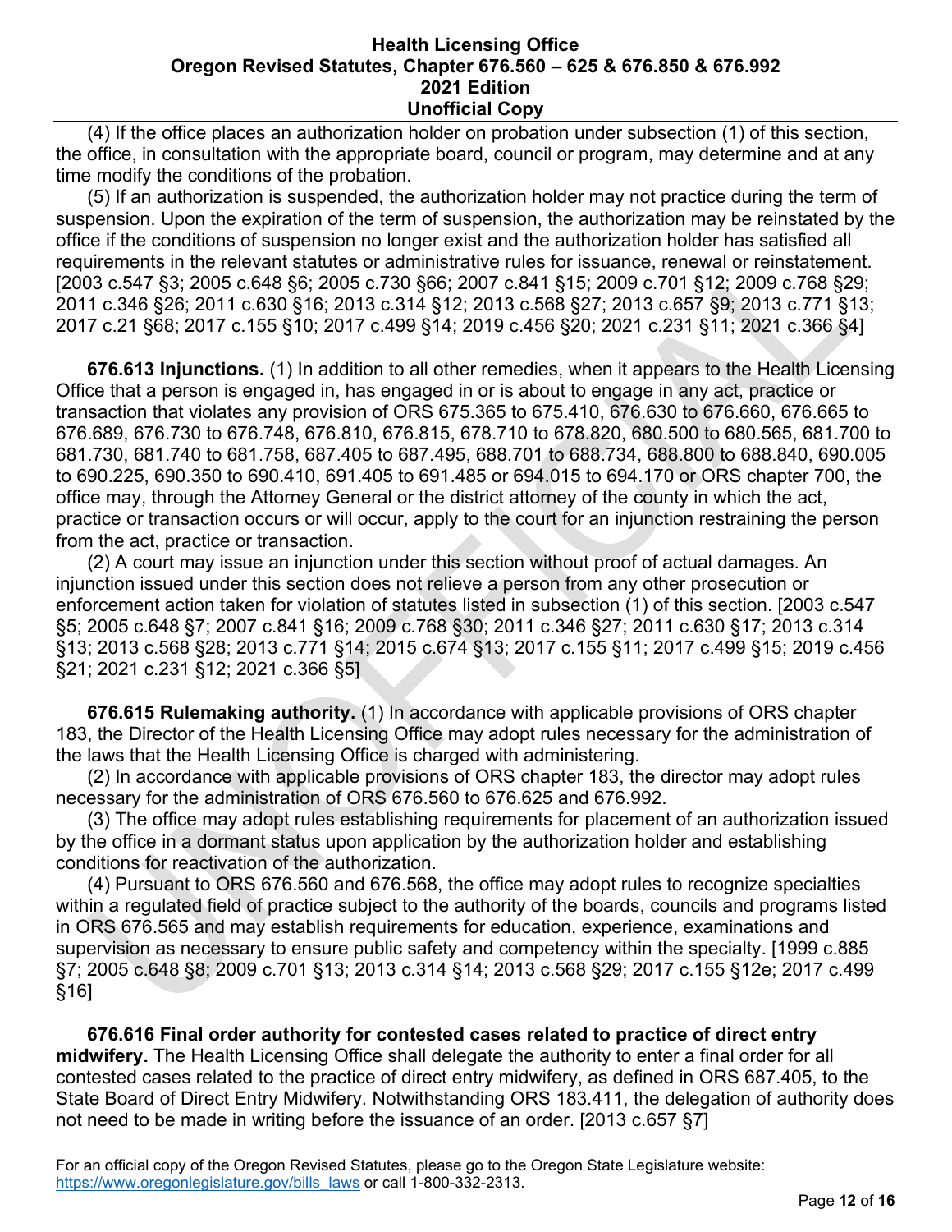(4) If the office places an authorization holder on probation under subsection (1) of this section, the office, in consultation with the appropriate board, council or program, may determine and at any time modify the conditions of the probation.

(5) If an authorization is suspended, the authorization holder may not practice during the term of suspension. Upon the expiration of the term of suspension, the authorization may be reinstated by the office if the conditions of suspension no longer exist and the authorization holder has satisfied all requirements in the relevant statutes or administrative rules for issuance, renewal or reinstatement. [2003 c.547 §3; 2005 c.648 §6; 2005 c.730 §66; 2007 c.841 §15; 2009 c.701 §12; 2009 c.768 §29; 2011 c.346 §26; 2011 c.630 §16; 2013 c.314 §12; 2013 c.568 §27; 2013 c.657 §9; 2013 c.771 §13; 2017 c.21 §68; 2017 c.155 §10; 2017 c.499 §14; 2019 c.456 §20; 2021 c.231 §11; 2021 c.366 §4]

**676.613 Injunctions.** (1) In addition to all other remedies, when it appears to the Health Licensing Office that a person is engaged in, has engaged in or is about to engage in any act, practice or transaction that violates any provision of ORS 675.365 to 675.410, 676.630 to 676.660, 676.665 to 676.689, 676.730 to 676.748, 676.810, 676.815, 678.710 to 678.820, 680.500 to 680.565, 681.700 to 681.730, 681.740 to 681.758, 687.405 to 687.495, 688.701 to 688.734, 688.800 to 688.840, 690.005 to 690.225, 690.350 to 690.410, 691.405 to 691.485 or 694.015 to 694.170 or ORS chapter 700, the office may, through the Attorney General or the district attorney of the county in which the act, practice or transaction occurs or will occur, apply to the court for an injunction restraining the person from the act, practice or transaction.

(2) A court may issue an injunction under this section without proof of actual damages. An injunction issued under this section does not relieve a person from any other prosecution or enforcement action taken for violation of statutes listed in subsection (1) of this section. [2003 c.547 §5; 2005 c.648 §7; 2007 c.841 §16; 2009 c.768 §30; 2011 c.346 §27; 2011 c.630 §17; 2013 c.314 §13; 2013 c.568 §28; 2013 c.771 §14; 2015 c.674 §13; 2017 c.155 §11; 2017 c.499 §15; 2019 c.456 §21; 2021 c.231 §12; 2021 c.366 §5]

**676.615 Rulemaking authority.** (1) In accordance with applicable provisions of ORS chapter 183, the Director of the Health Licensing Office may adopt rules necessary for the administration of the laws that the Health Licensing Office is charged with administering.

(2) In accordance with applicable provisions of ORS chapter 183, the director may adopt rules necessary for the administration of ORS 676.560 to 676.625 and 676.992.

(3) The office may adopt rules establishing requirements for placement of an authorization issued by the office in a dormant status upon application by the authorization holder and establishing conditions for reactivation of the authorization.

(4) Pursuant to ORS 676.560 and 676.568, the office may adopt rules to recognize specialties within a regulated field of practice subject to the authority of the boards, councils and programs listed in ORS 676.565 and may establish requirements for education, experience, examinations and supervision as necessary to ensure public safety and competency within the specialty. [1999 c.885 §7; 2005 c.648 §8; 2009 c.701 §13; 2013 c.314 §14; 2013 c.568 §29; 2017 c.155 §12e; 2017 c.499 §16]

**676.616 Final order authority for contested cases related to practice of direct entry midwifery.** The Health Licensing Office shall delegate the authority to enter a final order for all contested cases related to the practice of direct entry midwifery, as defined in ORS 687.405, to the State Board of Direct Entry Midwifery. Notwithstanding ORS 183.411, the delegation of authority does not need to be made in writing before the issuance of an order. [2013 c.657 §7]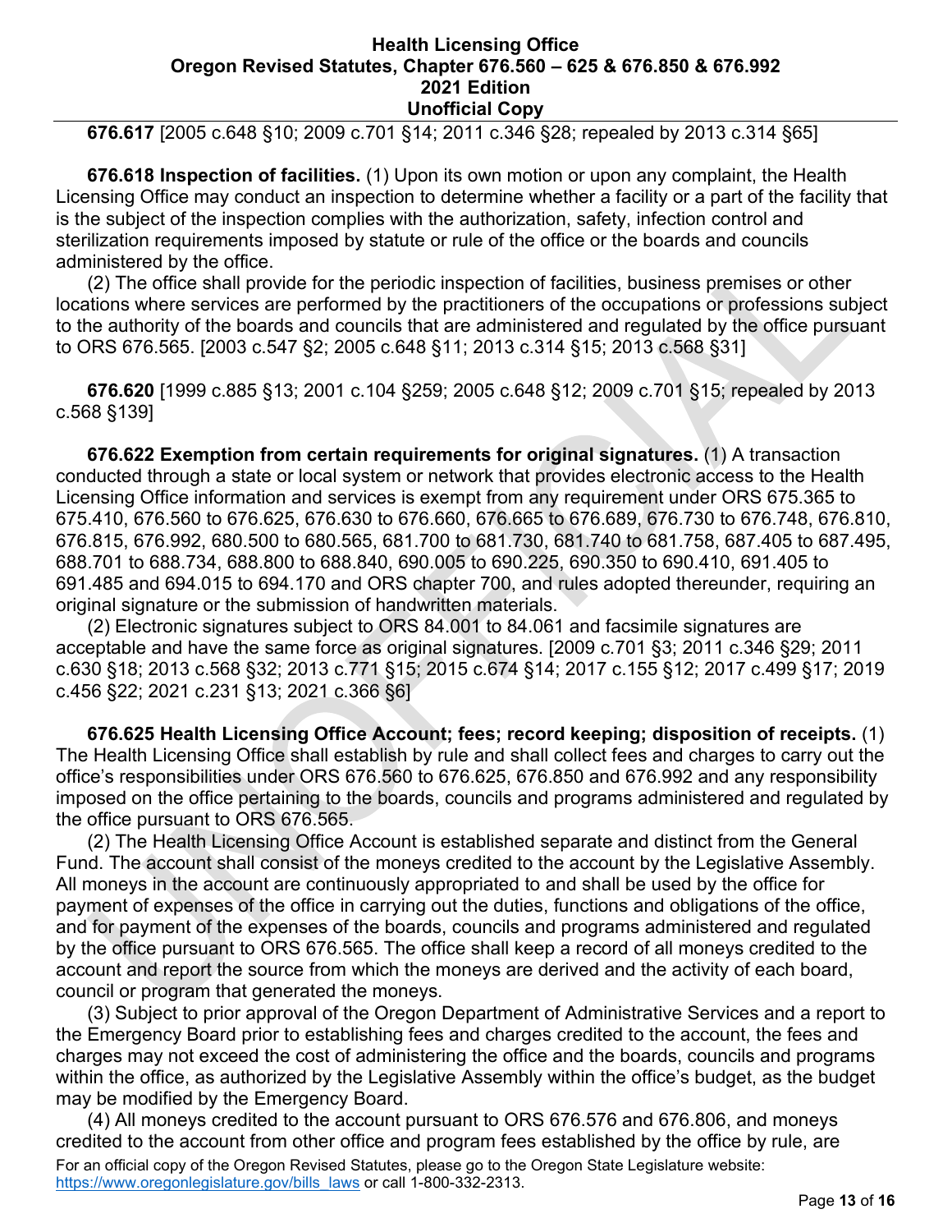**676.617** [2005 c.648 §10; 2009 c.701 §14; 2011 c.346 §28; repealed by 2013 c.314 §65]

**676.618 Inspection of facilities.** (1) Upon its own motion or upon any complaint, the Health Licensing Office may conduct an inspection to determine whether a facility or a part of the facility that is the subject of the inspection complies with the authorization, safety, infection control and sterilization requirements imposed by statute or rule of the office or the boards and councils administered by the office.

(2) The office shall provide for the periodic inspection of facilities, business premises or other locations where services are performed by the practitioners of the occupations or professions subject to the authority of the boards and councils that are administered and regulated by the office pursuant to ORS 676.565. [2003 c.547 §2; 2005 c.648 §11; 2013 c.314 §15; 2013 c.568 §31]

**676.620** [1999 c.885 §13; 2001 c.104 §259; 2005 c.648 §12; 2009 c.701 §15; repealed by 2013 c.568 §139]

**676.622 Exemption from certain requirements for original signatures.** (1) A transaction conducted through a state or local system or network that provides electronic access to the Health Licensing Office information and services is exempt from any requirement under ORS 675.365 to 675.410, 676.560 to 676.625, 676.630 to 676.660, 676.665 to 676.689, 676.730 to 676.748, 676.810, 676.815, 676.992, 680.500 to 680.565, 681.700 to 681.730, 681.740 to 681.758, 687.405 to 687.495, 688.701 to 688.734, 688.800 to 688.840, 690.005 to 690.225, 690.350 to 690.410, 691.405 to 691.485 and 694.015 to 694.170 and ORS chapter 700, and rules adopted thereunder, requiring an original signature or the submission of handwritten materials.

(2) Electronic signatures subject to ORS 84.001 to 84.061 and facsimile signatures are acceptable and have the same force as original signatures. [2009 c.701 §3; 2011 c.346 §29; 2011 c.630 §18; 2013 c.568 §32; 2013 c.771 §15; 2015 c.674 §14; 2017 c.155 §12; 2017 c.499 §17; 2019 c.456 §22; 2021 c.231 §13; 2021 c.366 §6]

**676.625 Health Licensing Office Account; fees; record keeping; disposition of receipts.** (1) The Health Licensing Office shall establish by rule and shall collect fees and charges to carry out the office's responsibilities under ORS 676.560 to 676.625, 676.850 and 676.992 and any responsibility imposed on the office pertaining to the boards, councils and programs administered and regulated by the office pursuant to ORS 676.565.

(2) The Health Licensing Office Account is established separate and distinct from the General Fund. The account shall consist of the moneys credited to the account by the Legislative Assembly. All moneys in the account are continuously appropriated to and shall be used by the office for payment of expenses of the office in carrying out the duties, functions and obligations of the office, and for payment of the expenses of the boards, councils and programs administered and regulated by the office pursuant to ORS 676.565. The office shall keep a record of all moneys credited to the account and report the source from which the moneys are derived and the activity of each board, council or program that generated the moneys.

(3) Subject to prior approval of the Oregon Department of Administrative Services and a report to the Emergency Board prior to establishing fees and charges credited to the account, the fees and charges may not exceed the cost of administering the office and the boards, councils and programs within the office, as authorized by the Legislative Assembly within the office's budget, as the budget may be modified by the Emergency Board.

(4) All moneys credited to the account pursuant to ORS 676.576 and 676.806, and moneys credited to the account from other office and program fees established by the office by rule, are

For an official copy of the Oregon Revised Statutes, please go to the Oregon State Legislature website: https://www.oregonlegislature.gov/bills_laws or call 1-800-332-2313.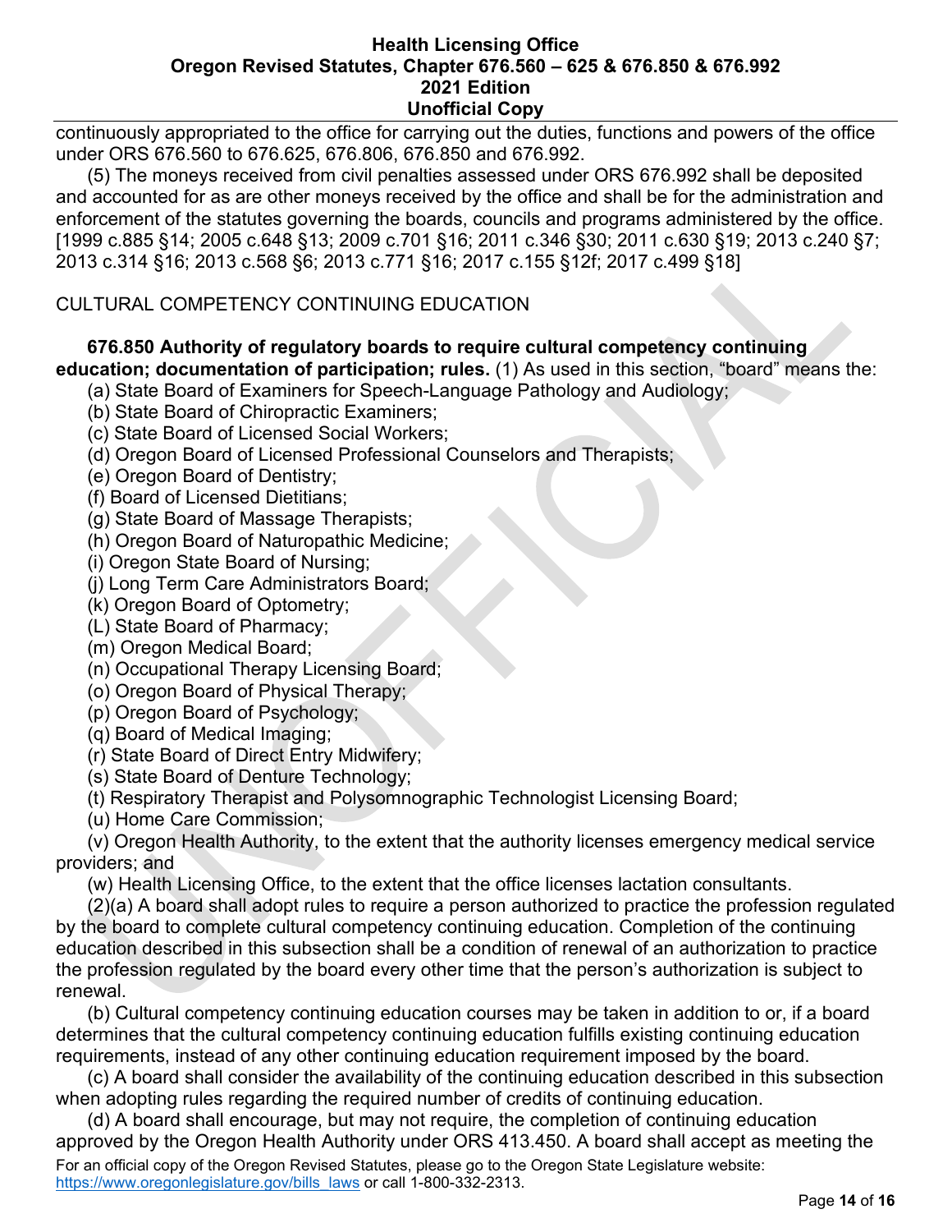continuously appropriated to the office for carrying out the duties, functions and powers of the office under ORS 676.560 to 676.625, 676.806, 676.850 and 676.992.

(5) The moneys received from civil penalties assessed under ORS 676.992 shall be deposited and accounted for as are other moneys received by the office and shall be for the administration and enforcement of the statutes governing the boards, councils and programs administered by the office. [1999 c.885 §14; 2005 c.648 §13; 2009 c.701 §16; 2011 c.346 §30; 2011 c.630 §19; 2013 c.240 §7; 2013 c.314 §16; 2013 c.568 §6; 2013 c.771 §16; 2017 c.155 §12f; 2017 c.499 §18]

CULTURAL COMPETENCY CONTINUING EDUCATION

**676.850 Authority of regulatory boards to require cultural competency continuing education; documentation of participation; rules.** (1) As used in this section, "board" means the:

(a) State Board of Examiners for Speech-Language Pathology and Audiology;

(b) State Board of Chiropractic Examiners;

(c) State Board of Licensed Social Workers;

(d) Oregon Board of Licensed Professional Counselors and Therapists;

(e) Oregon Board of Dentistry;

(f) Board of Licensed Dietitians;

(g) State Board of Massage Therapists;

(h) Oregon Board of Naturopathic Medicine;

(i) Oregon State Board of Nursing;

(j) Long Term Care Administrators Board;

(k) Oregon Board of Optometry;

(L) State Board of Pharmacy;

(m) Oregon Medical Board;

(n) Occupational Therapy Licensing Board;

(o) Oregon Board of Physical Therapy;

(p) Oregon Board of Psychology;

(q) Board of Medical Imaging;

(r) State Board of Direct Entry Midwifery;

(s) State Board of Denture Technology;

(t) Respiratory Therapist and Polysomnographic Technologist Licensing Board;

(u) Home Care Commission;

(v) Oregon Health Authority, to the extent that the authority licenses emergency medical service providers; and

(w) Health Licensing Office, to the extent that the office licenses lactation consultants.

(2)(a) A board shall adopt rules to require a person authorized to practice the profession regulated by the board to complete cultural competency continuing education. Completion of the continuing education described in this subsection shall be a condition of renewal of an authorization to practice the profession regulated by the board every other time that the person's authorization is subject to renewal.

(b) Cultural competency continuing education courses may be taken in addition to or, if a board determines that the cultural competency continuing education fulfills existing continuing education requirements, instead of any other continuing education requirement imposed by the board.

(c) A board shall consider the availability of the continuing education described in this subsection when adopting rules regarding the required number of credits of continuing education.

(d) A board shall encourage, but may not require, the completion of continuing education approved by the Oregon Health Authority under ORS 413.450. A board shall accept as meeting the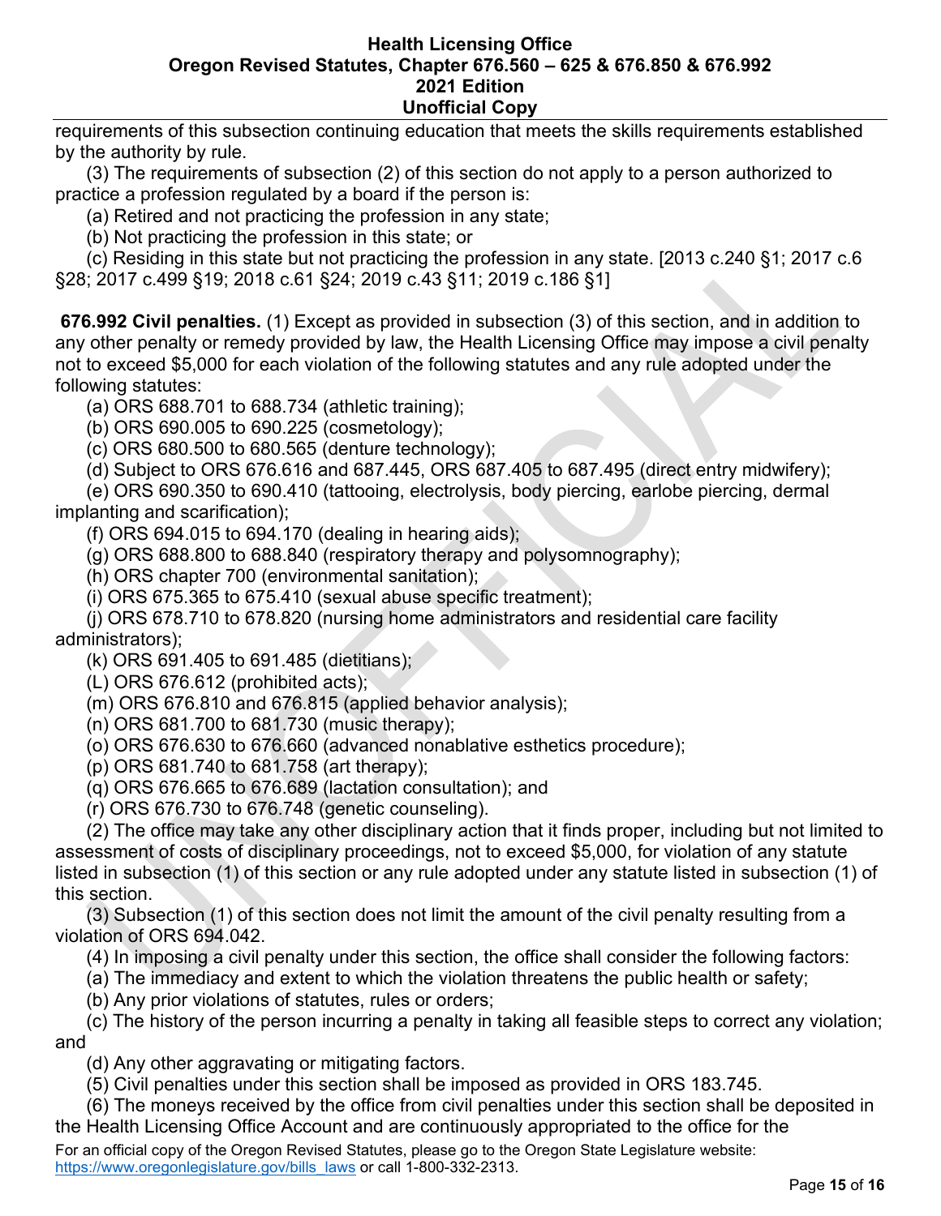requirements of this subsection continuing education that meets the skills requirements established by the authority by rule.

(3) The requirements of subsection (2) of this section do not apply to a person authorized to practice a profession regulated by a board if the person is:

(a) Retired and not practicing the profession in any state;

(b) Not practicing the profession in this state; or

(c) Residing in this state but not practicing the profession in any state. [2013 c.240 §1; 2017 c.6 §28; 2017 c.499 §19; 2018 c.61 §24; 2019 c.43 §11; 2019 c.186 §1]

**676.992 Civil penalties.** (1) Except as provided in subsection (3) of this section, and in addition to any other penalty or remedy provided by law, the Health Licensing Office may impose a civil penalty not to exceed $5,000 for each violation of the following statutes and any rule adopted under the following statutes:

(a) ORS 688.701 to 688.734 (athletic training);

(b) ORS 690.005 to 690.225 (cosmetology);

(c) ORS 680.500 to 680.565 (denture technology);

(d) Subject to ORS 676.616 and 687.445, ORS 687.405 to 687.495 (direct entry midwifery);

(e) ORS 690.350 to 690.410 (tattooing, electrolysis, body piercing, earlobe piercing, dermal implanting and scarification);

(f) ORS 694.015 to 694.170 (dealing in hearing aids);

(g) ORS 688.800 to 688.840 (respiratory therapy and polysomnography);

(h) ORS chapter 700 (environmental sanitation);

(i) ORS 675.365 to 675.410 (sexual abuse specific treatment);

(j) ORS 678.710 to 678.820 (nursing home administrators and residential care facility administrators);

(k) ORS 691.405 to 691.485 (dietitians);

(L) ORS 676.612 (prohibited acts);

(m) ORS 676.810 and 676.815 (applied behavior analysis);

(n) ORS 681.700 to 681.730 (music therapy);

(o) ORS 676.630 to 676.660 (advanced nonablative esthetics procedure);

(p) ORS 681.740 to 681.758 (art therapy);

(q) ORS 676.665 to 676.689 (lactation consultation); and

(r) ORS 676.730 to 676.748 (genetic counseling).

(2) The office may take any other disciplinary action that it finds proper, including but not limited to assessment of costs of disciplinary proceedings, not to exceed $5,000, for violation of any statute listed in subsection (1) of this section or any rule adopted under any statute listed in subsection (1) of this section.

(3) Subsection (1) of this section does not limit the amount of the civil penalty resulting from a violation of ORS 694.042.

(4) In imposing a civil penalty under this section, the office shall consider the following factors:

(a) The immediacy and extent to which the violation threatens the public health or safety;

(b) Any prior violations of statutes, rules or orders;

(c) The history of the person incurring a penalty in taking all feasible steps to correct any violation; and

(d) Any other aggravating or mitigating factors.

(5) Civil penalties under this section shall be imposed as provided in ORS 183.745.

(6) The moneys received by the office from civil penalties under this section shall be deposited in the Health Licensing Office Account and are continuously appropriated to the office for the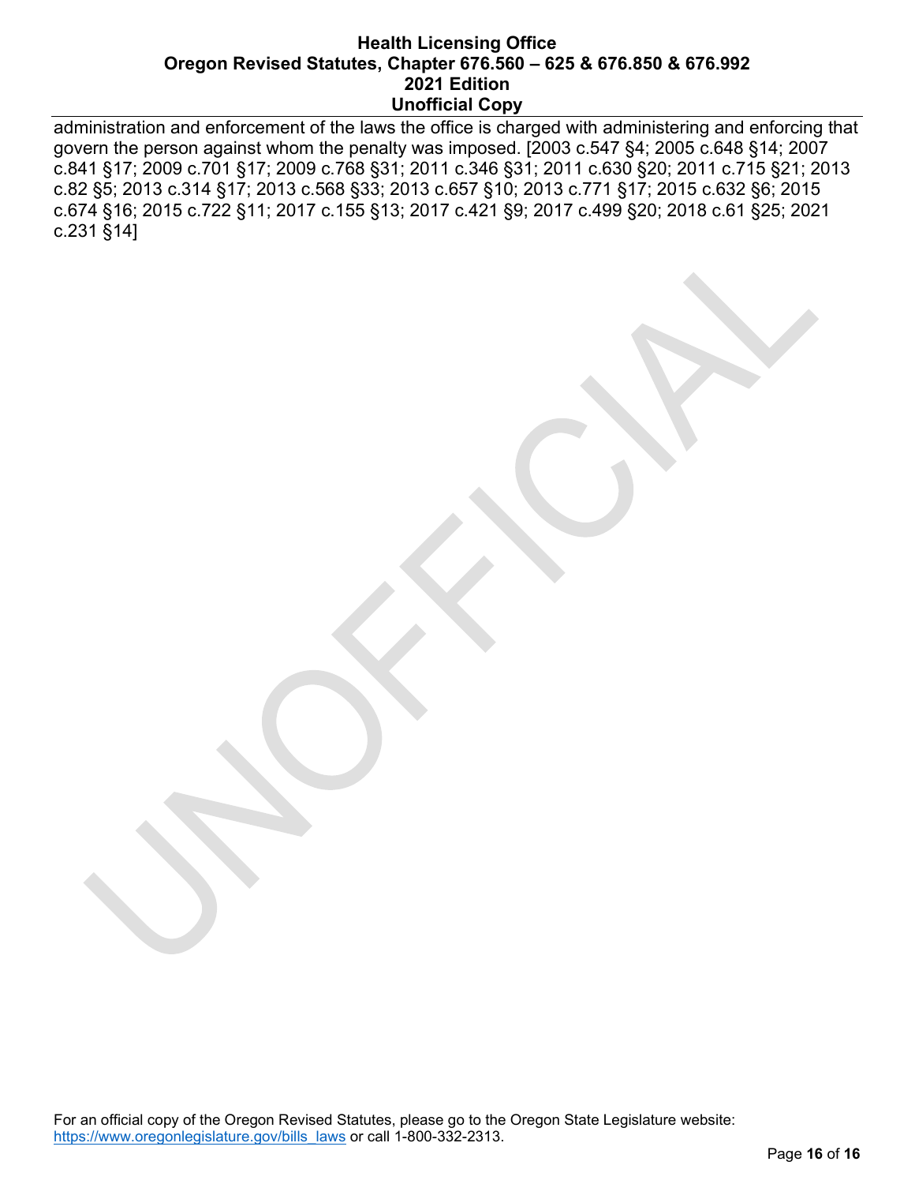administration and enforcement of the laws the office is charged with administering and enforcing that govern the person against whom the penalty was imposed. [2003 c.547 §4; 2005 c.648 §14; 2007 c.841 §17; 2009 c.701 §17; 2009 c.768 §31; 2011 c.346 §31; 2011 c.630 §20; 2011 c.715 §21; 2013 c.82 §5; 2013 c.314 §17; 2013 c.568 §33; 2013 c.657 §10; 2013 c.771 §17; 2015 c.632 §6; 2015 c.674 §16; 2015 c.722 §11; 2017 c.155 §13; 2017 c.421 §9; 2017 c.499 §20; 2018 c.61 §25; 2021 c.231 §14]